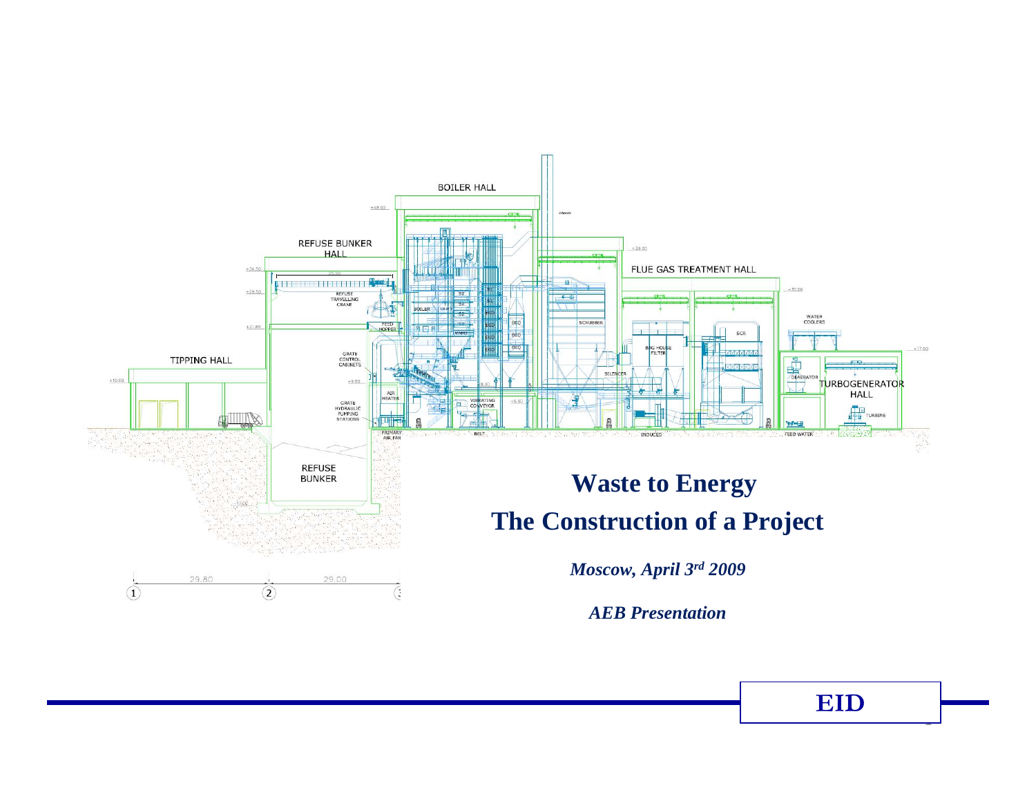# Waste to Energy

## The Construction of a Project

*Moscow, April 3rd 2009*

*AEB Presentation*

**EID**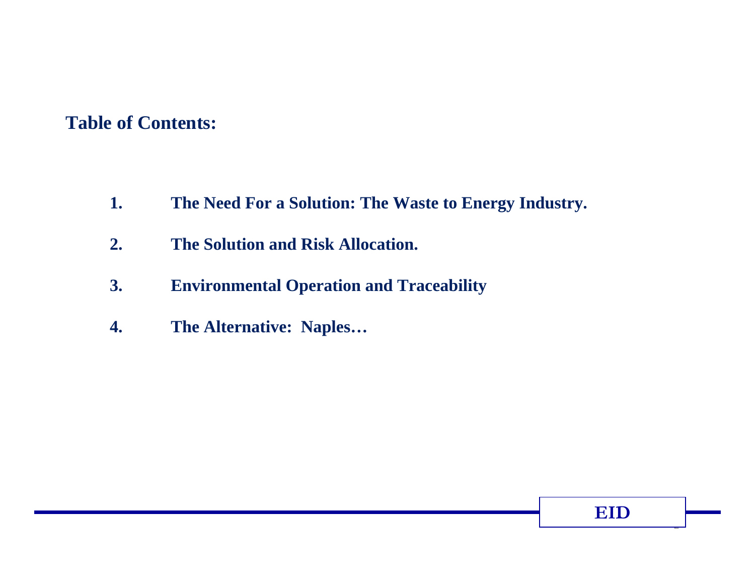## Table of Contents:

1. **The Need For a Solution: The Waste to Energy Industry.**
2. **The Solution and Risk Allocation.**
3. **Environmental Operation and Traceability**
4. **The Alternative: Naples…**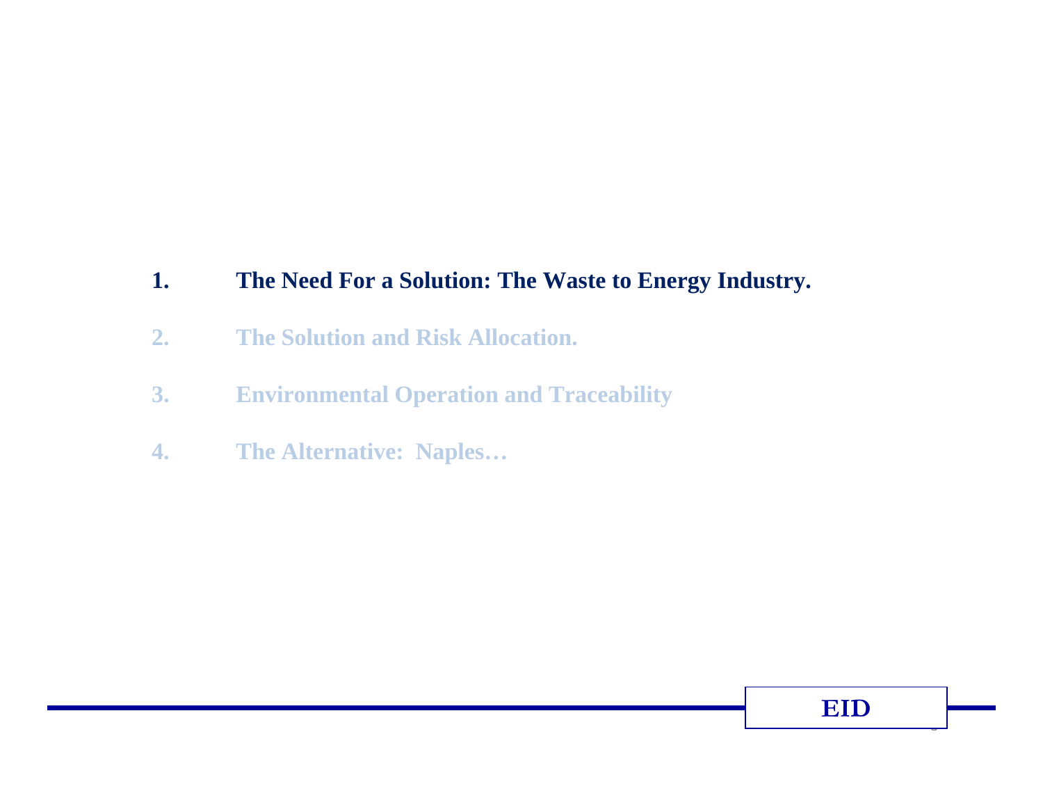1. **The Need For a Solution: The Waste to Energy Industry.**
2. **The Solution and Risk Allocation.**
3. **Environmental Operation and Traceability**
4. **The Alternative: Naples…**

**EID**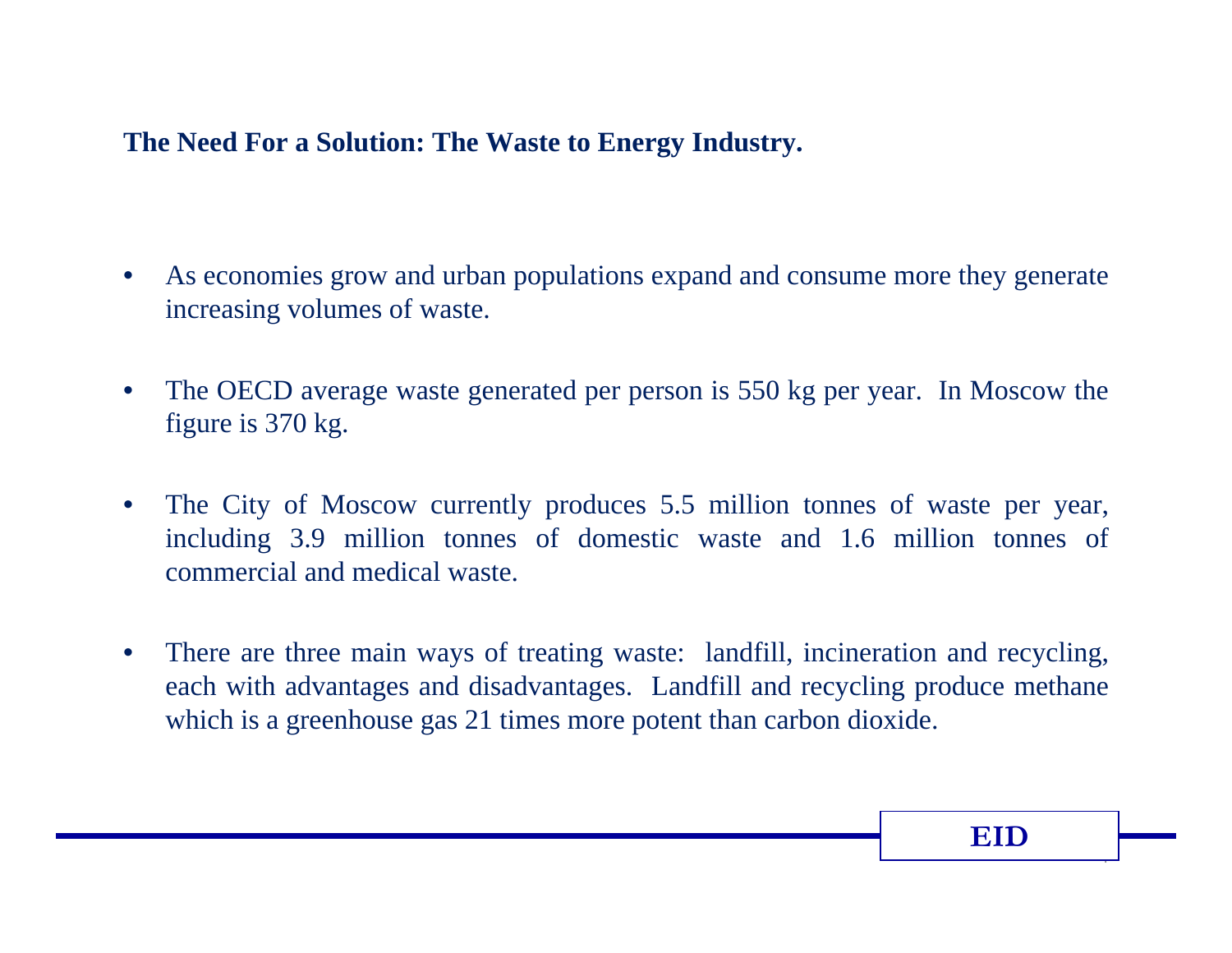## The Need For a Solution: The Waste to Energy Industry.

- As economies grow and urban populations expand and consume more they generate increasing volumes of waste.
- The OECD average waste generated per person is 550 kg per year. In Moscow the figure is 370 kg.
- The City of Moscow currently produces 5.5 million tonnes of waste per year, including 3.9 million tonnes of domestic waste and 1.6 million tonnes of commercial and medical waste.
- There are three main ways of treating waste: landfill, incineration and recycling, each with advantages and disadvantages. Landfill and recycling produce methane which is a greenhouse gas 21 times more potent than carbon dioxide.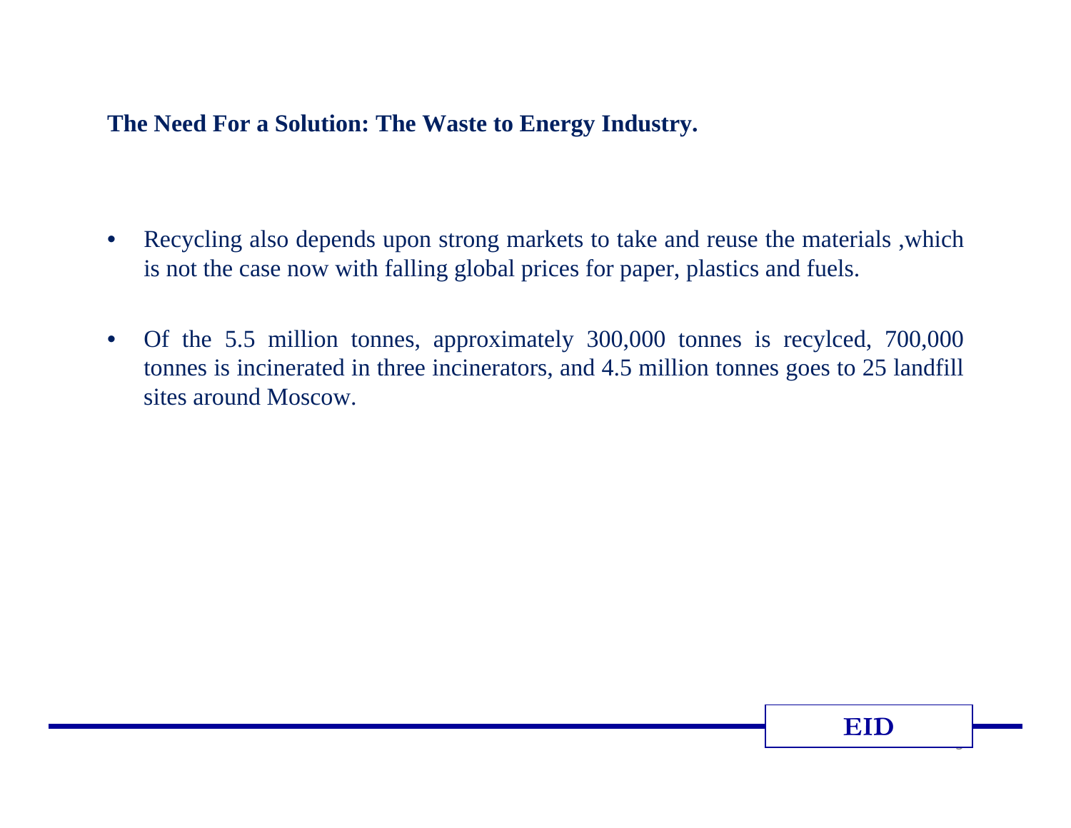## The Need For a Solution: The Waste to Energy Industry.

- Recycling also depends upon strong markets to take and reuse the materials ,which is not the case now with falling global prices for paper, plastics and fuels.
- Of the 5.5 million tonnes, approximately 300,000 tonnes is recylced, 700,000 tonnes is incinerated in three incinerators, and 4.5 million tonnes goes to 25 landfill sites around Moscow.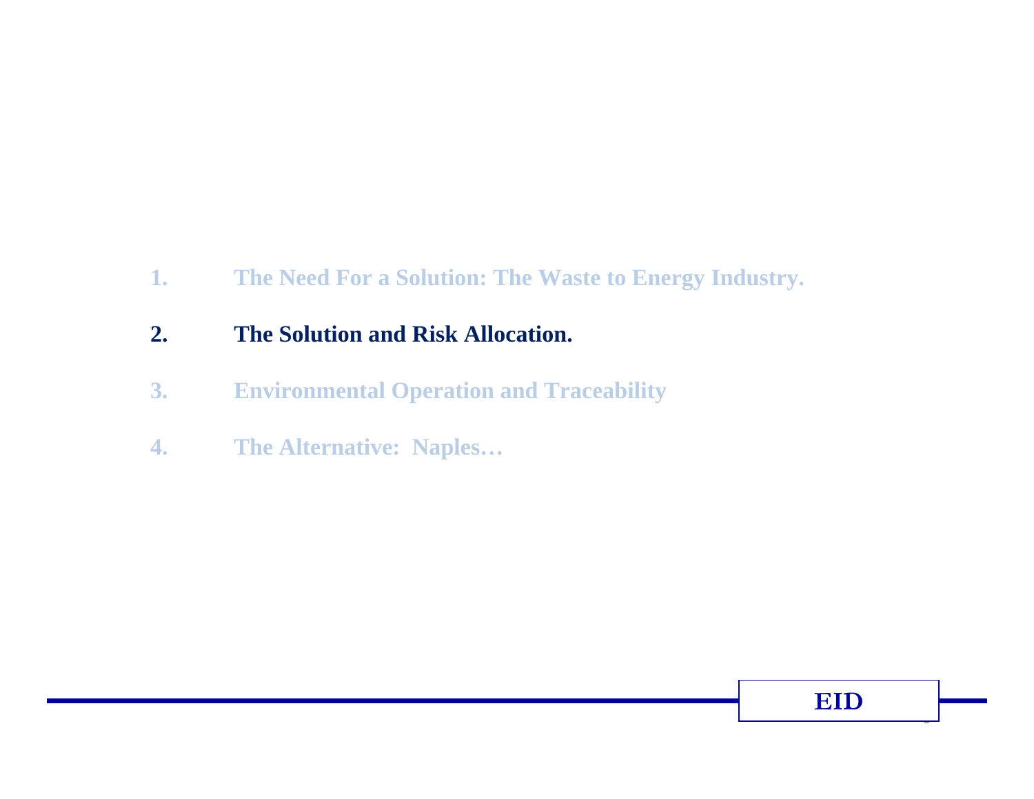1. The Need For a Solution: The Waste to Energy Industry.
2. **The Solution and Risk Allocation.**
3. Environmental Operation and Traceability
4. The Alternative: Naples…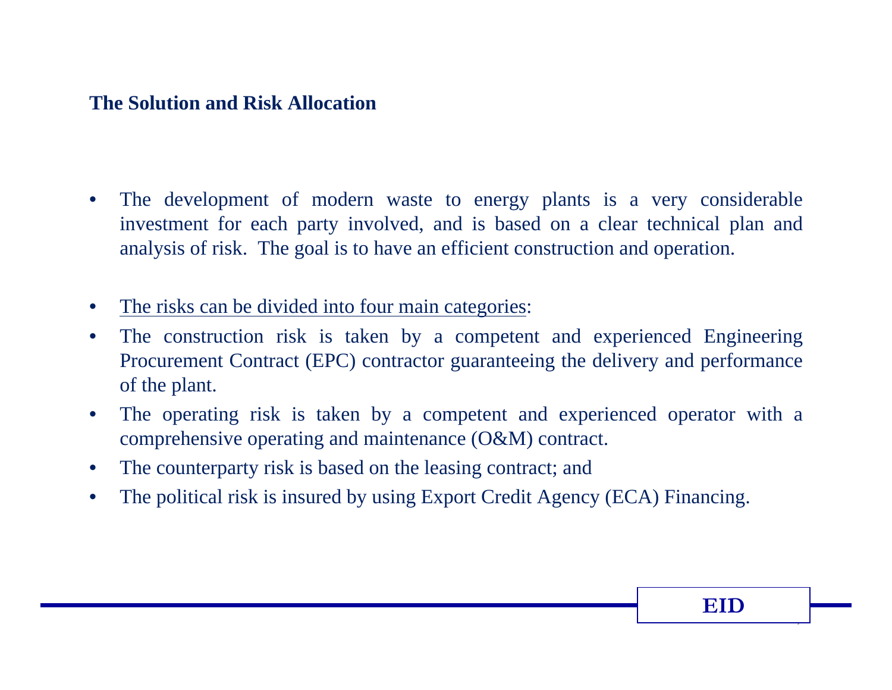## The Solution and Risk Allocation

- The development of modern waste to energy plants is a very considerable investment for each party involved, and is based on a clear technical plan and analysis of risk. The goal is to have an efficient construction and operation.

- <u>The risks can be divided into four main categories</u>:
- The construction risk is taken by a competent and experienced Engineering Procurement Contract (EPC) contractor guaranteeing the delivery and performance of the plant.
- The operating risk is taken by a competent and experienced operator with a comprehensive operating and maintenance (O&M) contract.
- The counterparty risk is based on the leasing contract; and
- The political risk is insured by using Export Credit Agency (ECA) Financing.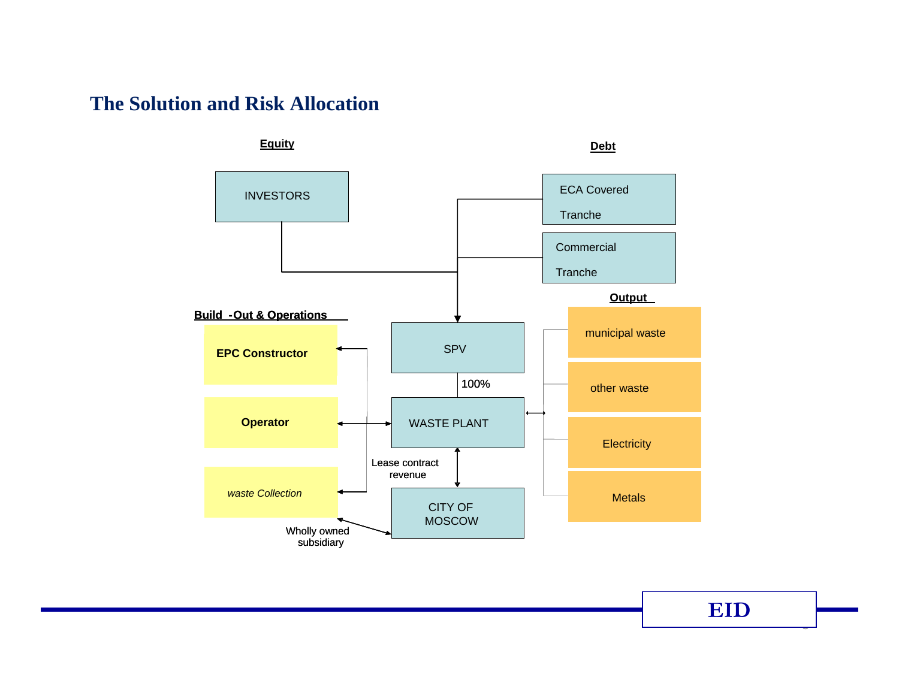# The Solution and Risk Allocation

**Equity**

INVESTORS

**Debt**

ECA Covered Tranche

Commercial Tranche

**Build -Out & Operations**

**EPC Constructor**

**Operator**

*waste Collection*

SPV

100%

WASTE PLANT

Lease contract revenue

CITY OF MOSCOW

Wholly owned subsidiary

**Output**

municipal waste

other waste

Electricity

Metals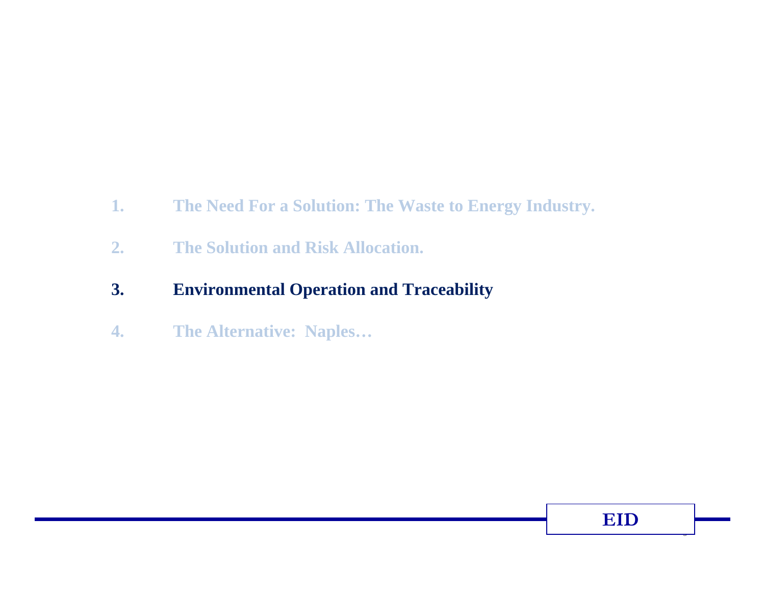1. The Need For a Solution: The Waste to Energy Industry.

2. The Solution and Risk Allocation.

3. **Environmental Operation and Traceability**

4. The Alternative: Naples…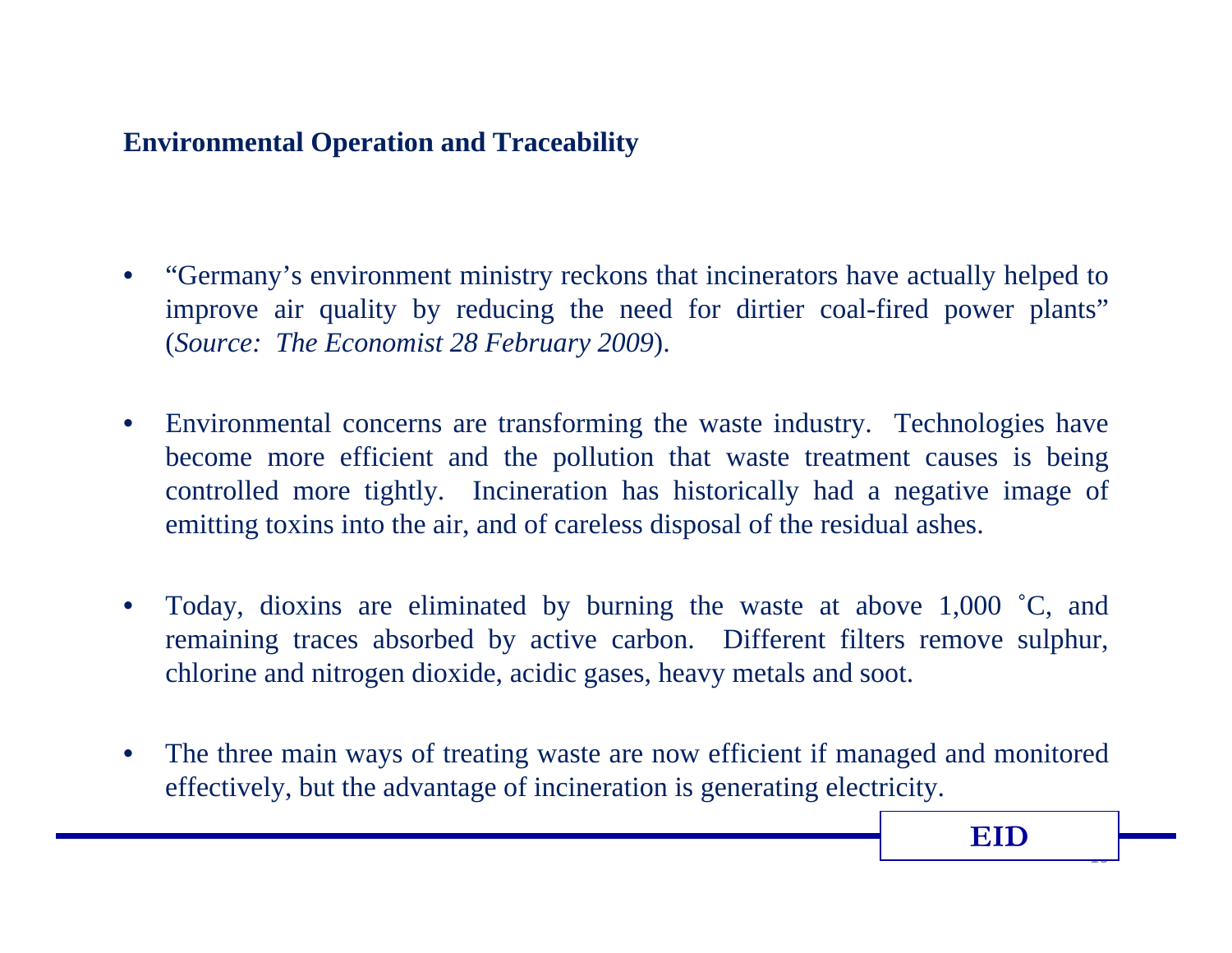## Environmental Operation and Traceability

- "Germany's environment ministry reckons that incinerators have actually helped to improve air quality by reducing the need for dirtier coal-fired power plants" (*Source: The Economist 28 February 2009*).

- Environmental concerns are transforming the waste industry. Technologies have become more efficient and the pollution that waste treatment causes is being controlled more tightly. Incineration has historically had a negative image of emitting toxins into the air, and of careless disposal of the residual ashes.

- Today, dioxins are eliminated by burning the waste at above 1,000 ˚C, and remaining traces absorbed by active carbon. Different filters remove sulphur, chlorine and nitrogen dioxide, acidic gases, heavy metals and soot.

- The three main ways of treating waste are now efficient if managed and monitored effectively, but the advantage of incineration is generating electricity.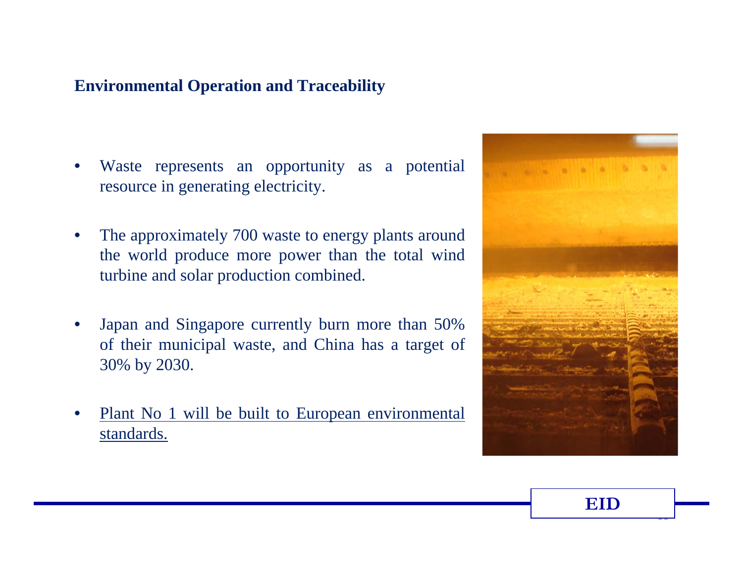## Environmental Operation and Traceability

- Waste represents an opportunity as a potential resource in generating electricity.
- The approximately 700 waste to energy plants around the world produce more power than the total wind turbine and solar production combined.
- Japan and Singapore currently burn more than 50% of their municipal waste, and China has a target of 30% by 2030.
- Plant No 1 will be built to European environmental standards.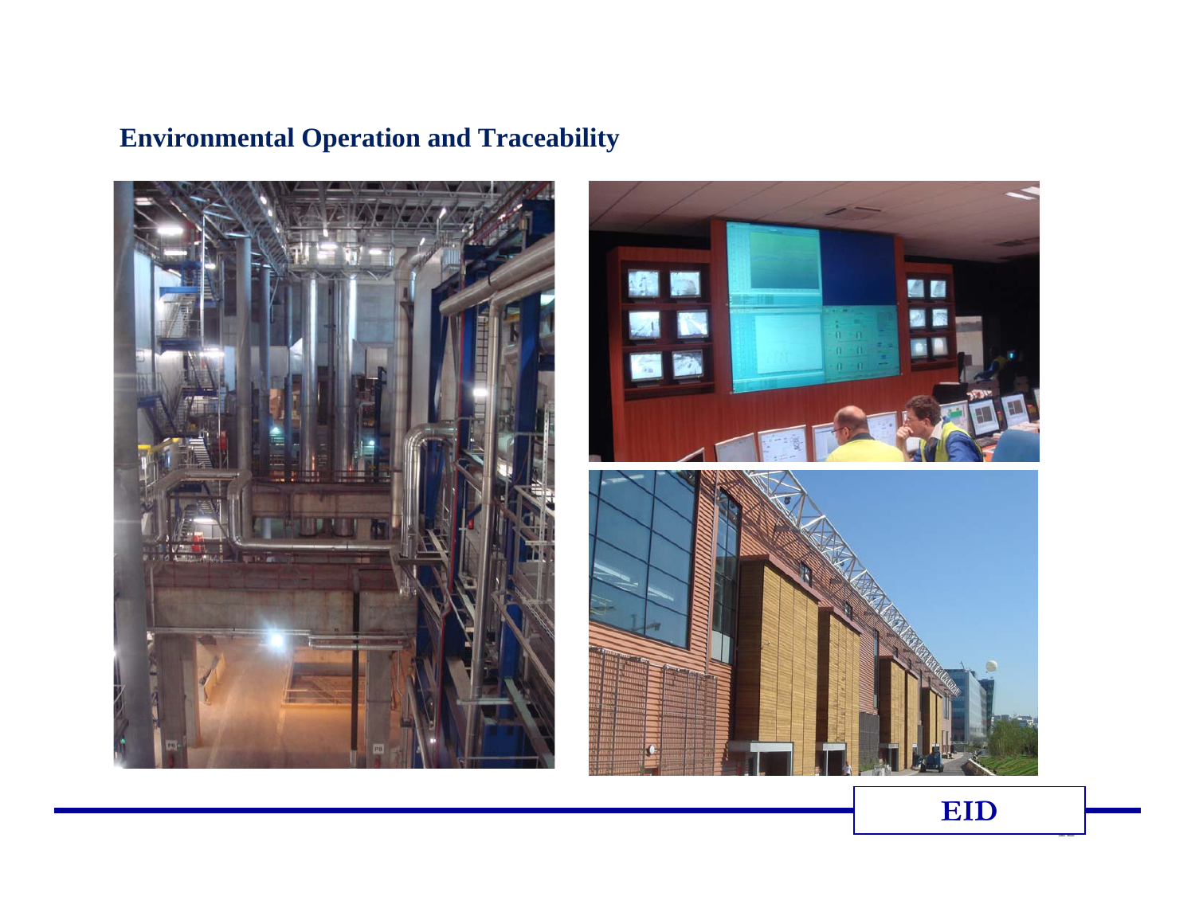## Environmental Operation and Traceability

EID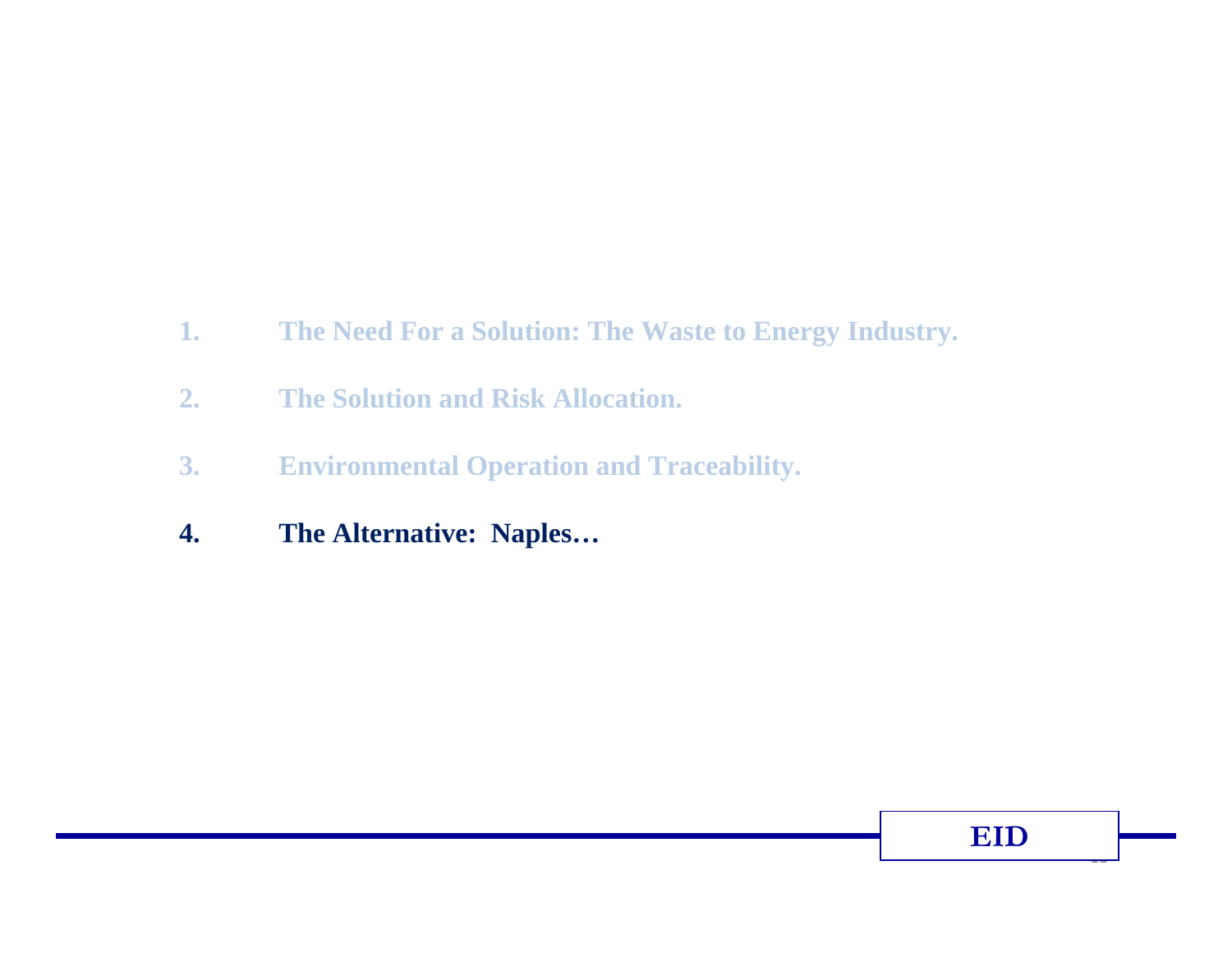1. The Need For a Solution: The Waste to Energy Industry.

2. The Solution and Risk Allocation.

3. Environmental Operation and Traceability.

4. **The Alternative: Naples…**

EID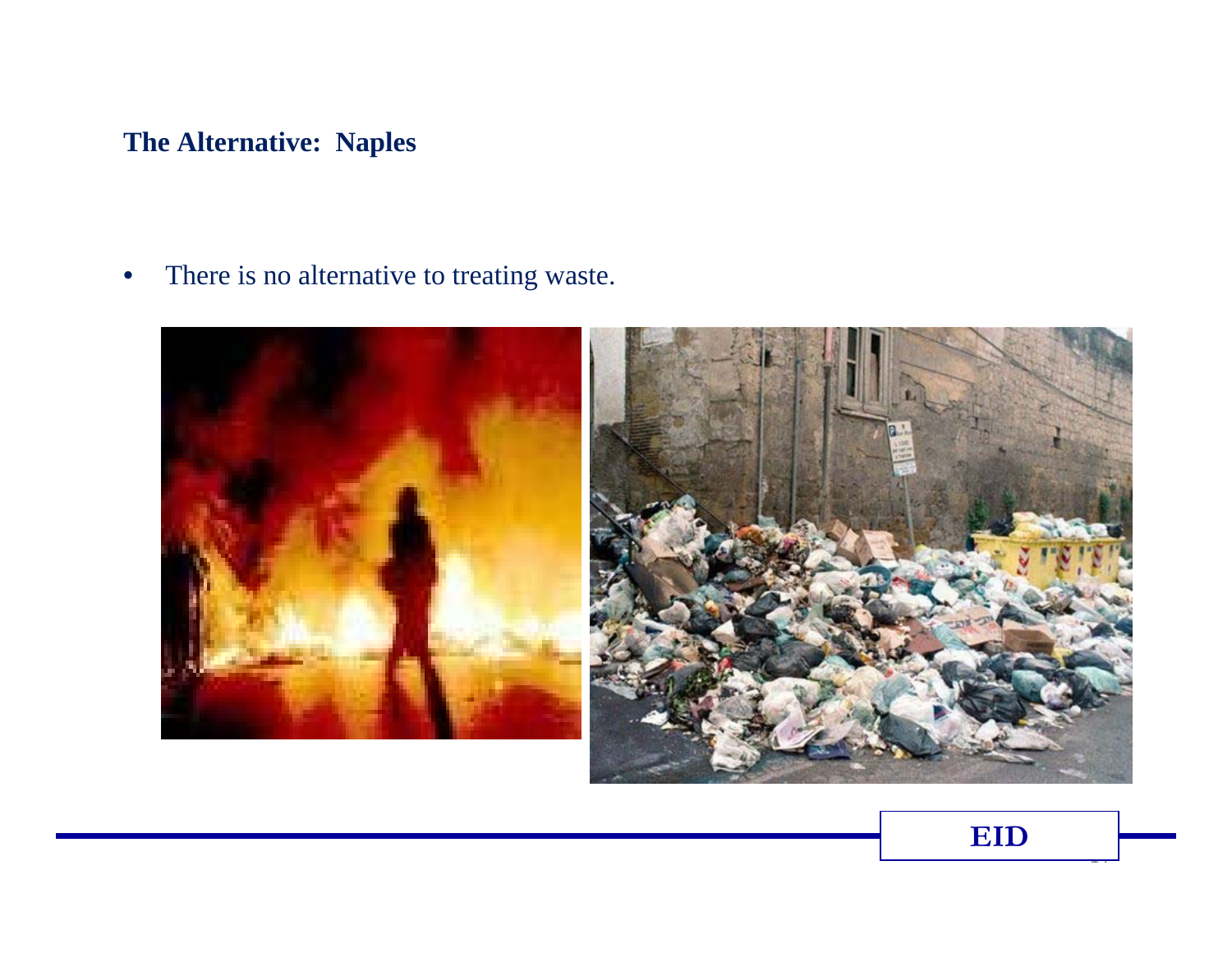**The Alternative: Naples**

- There is no alternative to treating waste.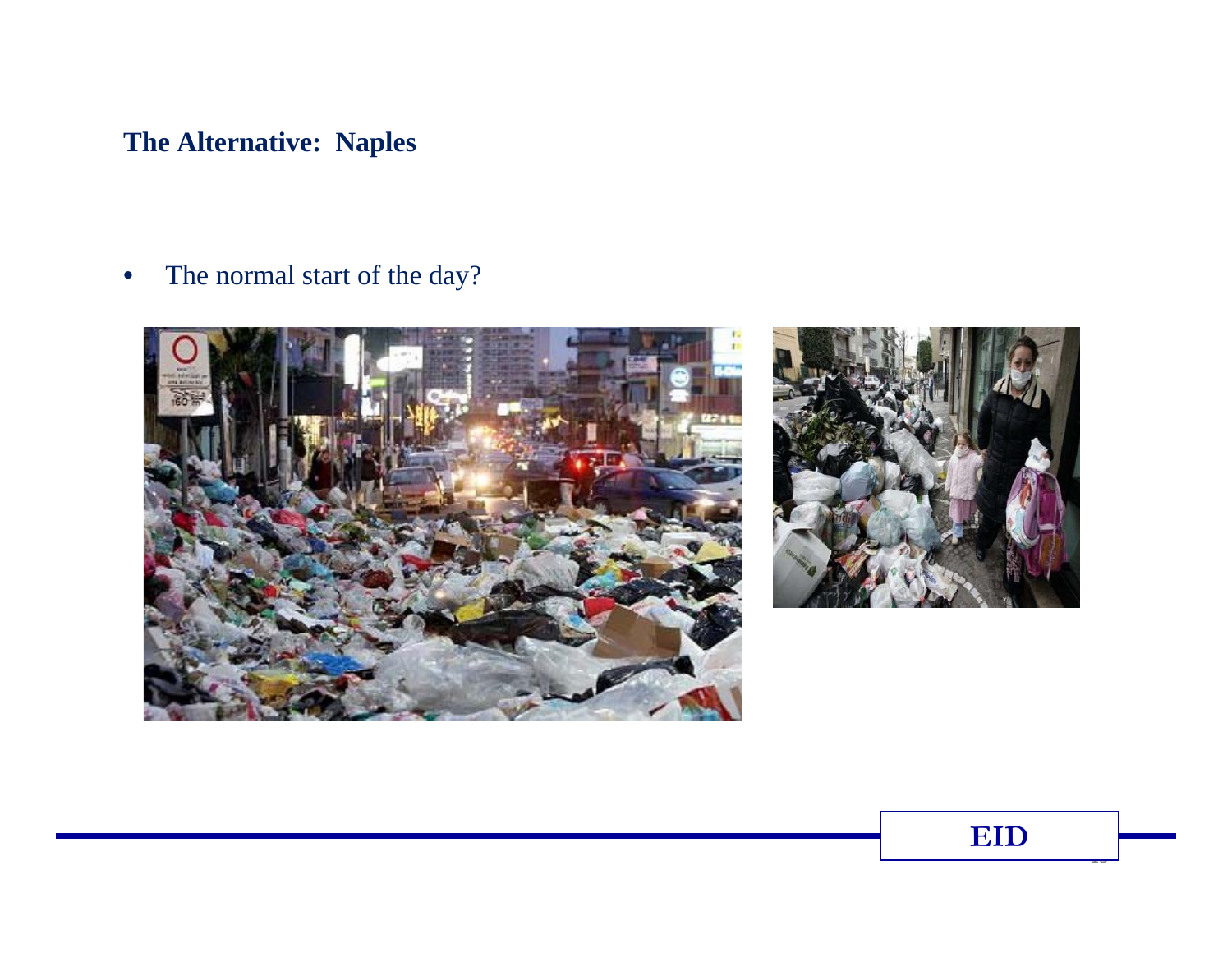## The Alternative: Naples

- The normal start of the day?